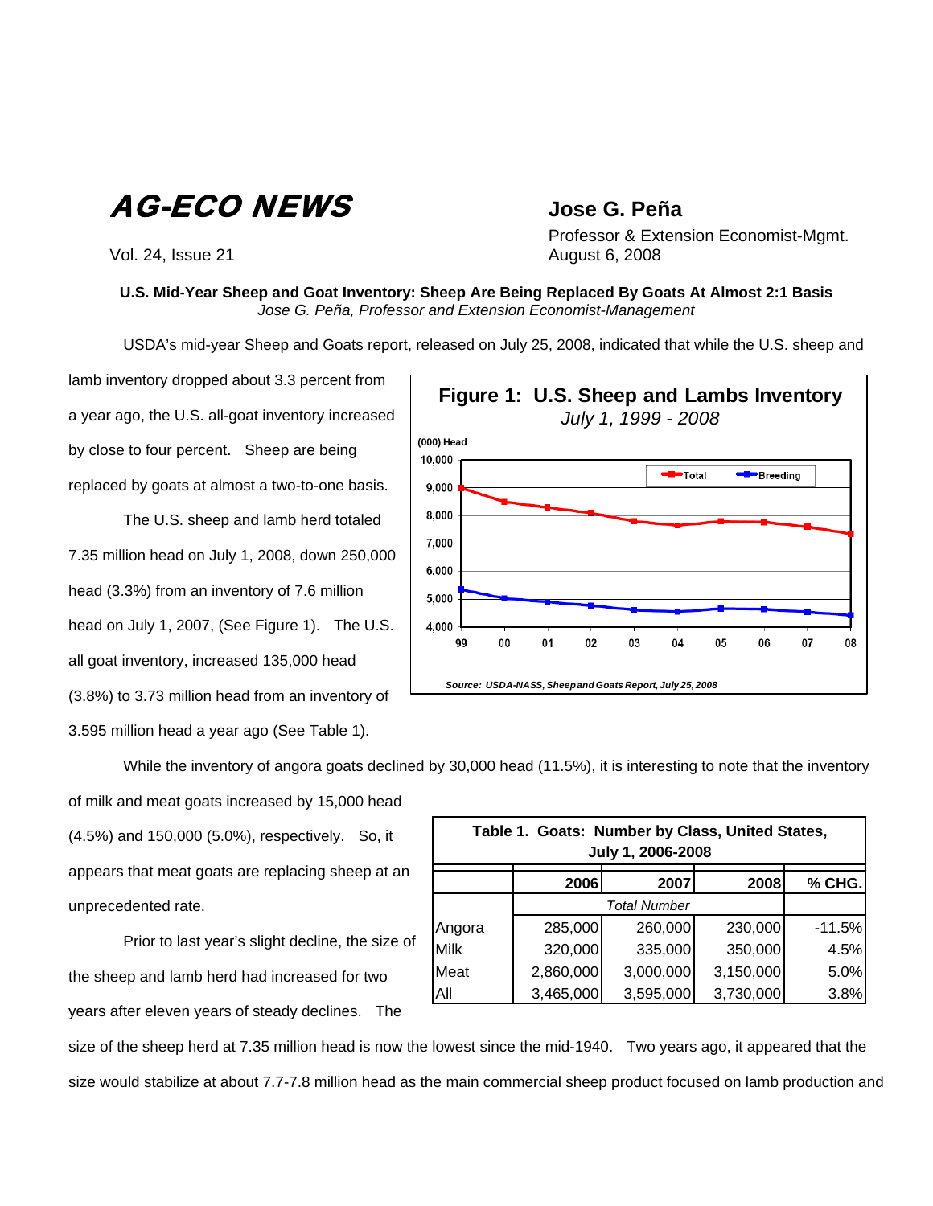# AG-ECO NEWS

Vol. 24, Issue 21

**Jose G. Peña**

Professor & Extension Economist-Mgmt.
August 6, 2008

**U.S. Mid-Year Sheep and Goat Inventory: Sheep Are Being Replaced By Goats At Almost 2:1 Basis**
*Jose G. Peña, Professor and Extension Economist-Management*

USDA's mid-year Sheep and Goats report, released on July 25, 2008, indicated that while the U.S. sheep and lamb inventory dropped about 3.3 percent from a year ago, the U.S. all-goat inventory increased by close to four percent. Sheep are being replaced by goats at almost a two-to-one basis.

The U.S. sheep and lamb herd totaled 7.35 million head on July 1, 2008, down 250,000 head (3.3%) from an inventory of 7.6 million head on July 1, 2007, (See Figure 1). The U.S. all goat inventory, increased 135,000 head (3.8%) to 3.73 million head from an inventory of 3.595 million head a year ago (See Table 1).

**Figure 1: U.S. Sheep and Lambs Inventory**
*July 1, 1999 - 2008*

*Source: USDA-NASS, Sheep and Goats Report, July 25, 2008*

While the inventory of angora goats declined by 30,000 head (11.5%), it is interesting to note that the inventory of milk and meat goats increased by 15,000 head (4.5%) and 150,000 (5.0%), respectively. So, it appears that meat goats are replacing sheep at an unprecedented rate.

**Table 1. Goats: Number by Class, United States, July 1, 2006-2008**

| | 2006 | 2007 | 2008 | % CHG. |
|---|---|---|---|---|
| | *Total Number* | | | |
| Angora | 285,000 | 260,000 | 230,000 | -11.5% |
| Milk | 320,000 | 335,000 | 350,000 | 4.5% |
| Meat | 2,860,000 | 3,000,000 | 3,150,000 | 5.0% |
| All | 3,465,000 | 3,595,000 | 3,730,000 | 3.8% |

Prior to last year's slight decline, the size of the sheep and lamb herd had increased for two years after eleven years of steady declines. The size of the sheep herd at 7.35 million head is now the lowest since the mid-1940. Two years ago, it appeared that the size would stabilize at about 7.7-7.8 million head as the main commercial sheep product focused on lamb production and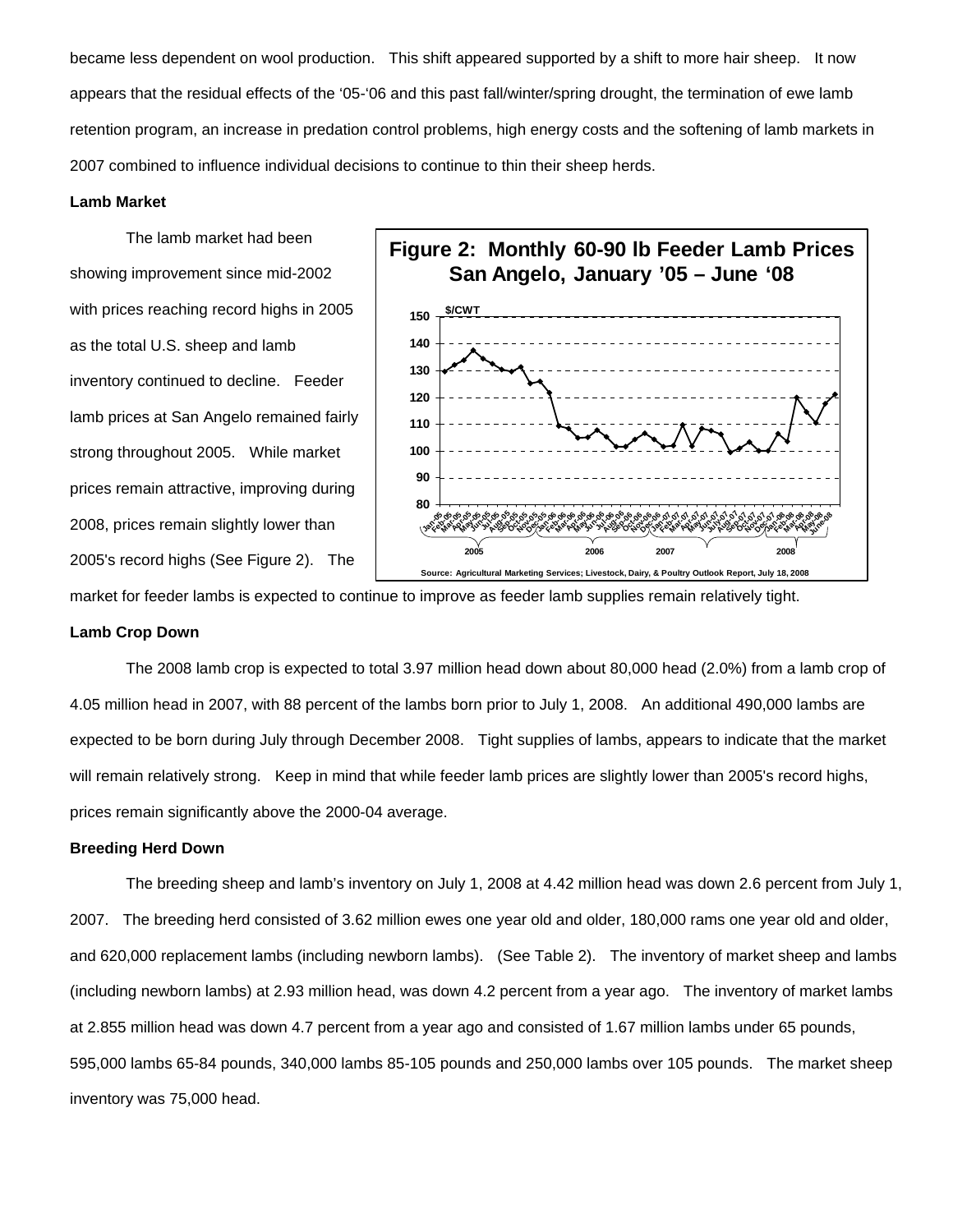became less dependent on wool production. This shift appeared supported by a shift to more hair sheep. It now appears that the residual effects of the '05-'06 and this past fall/winter/spring drought, the termination of ewe lamb retention program, an increase in predation control problems, high energy costs and the softening of lamb markets in 2007 combined to influence individual decisions to continue to thin their sheep herds.

**Lamb Market**

The lamb market had been showing improvement since mid-2002 with prices reaching record highs in 2005 as the total U.S. sheep and lamb inventory continued to decline. Feeder lamb prices at San Angelo remained fairly strong throughout 2005. While market prices remain attractive, improving during 2008, prices remain slightly lower than 2005's record highs (See Figure 2). The market for feeder lambs is expected to continue to improve as feeder lamb supplies remain relatively tight.

**Figure 2: Monthly 60-90 lb Feeder Lamb Prices San Angelo, January '05 – June '08**

Source: Agricultural Marketing Services; Livestock, Dairy, & Poultry Outlook Report, July 18, 2008

**Lamb Crop Down**

The 2008 lamb crop is expected to total 3.97 million head down about 80,000 head (2.0%) from a lamb crop of 4.05 million head in 2007, with 88 percent of the lambs born prior to July 1, 2008. An additional 490,000 lambs are expected to be born during July through December 2008. Tight supplies of lambs, appears to indicate that the market will remain relatively strong. Keep in mind that while feeder lamb prices are slightly lower than 2005's record highs, prices remain significantly above the 2000-04 average.

**Breeding Herd Down**

The breeding sheep and lamb's inventory on July 1, 2008 at 4.42 million head was down 2.6 percent from July 1, 2007. The breeding herd consisted of 3.62 million ewes one year old and older, 180,000 rams one year old and older, and 620,000 replacement lambs (including newborn lambs). (See Table 2). The inventory of market sheep and lambs (including newborn lambs) at 2.93 million head, was down 4.2 percent from a year ago. The inventory of market lambs at 2.855 million head was down 4.7 percent from a year ago and consisted of 1.67 million lambs under 65 pounds, 595,000 lambs 65-84 pounds, 340,000 lambs 85-105 pounds and 250,000 lambs over 105 pounds. The market sheep inventory was 75,000 head.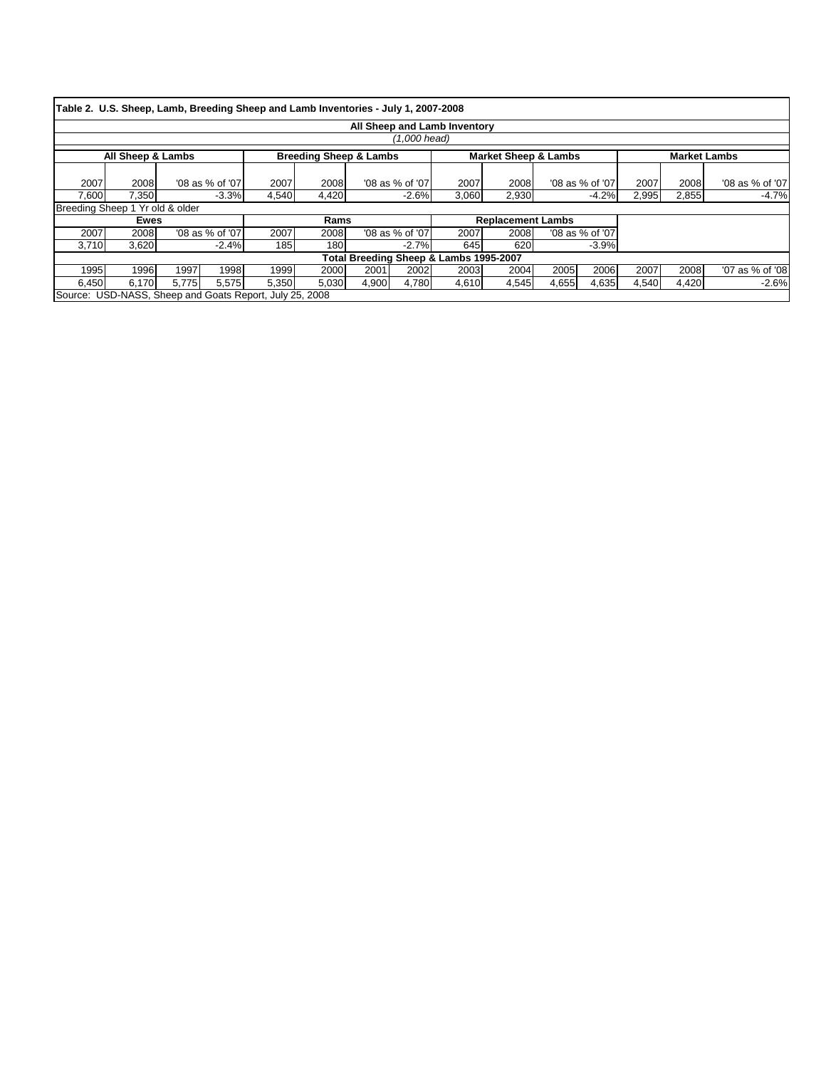**Table 2. U.S. Sheep, Lamb, Breeding Sheep and Lamb Inventories - July 1, 2007-2008**

| | | | | | | | | | | | | | | |
|---|---|---|---|---|---|---|---|---|---|---|---|---|---|---|
| **All Sheep and Lamb Inventory** | | | | | | | | | | | | | | |
| *(1,000 head)* | | | | | | | | | | | | | | |
| **All Sheep & Lambs** | | | **Breeding Sheep & Lambs** | | | | **Market Sheep & Lambs** | | | | **Market Lambs** | | | |
| 2007 | 2008 | '08 as % of '07 | | 2007 | 2008 | '08 as % of '07 | | 2007 | 2008 | '08 as % of '07 | | 2007 | 2008 | '08 as % of '07 |
| 7,600 | 7,350 | -3.3% | | 4,540 | 4,420 | -2.6% | | 3,060 | 2,930 | -4.2% | | 2,995 | 2,855 | -4.7% |
| Breeding Sheep 1 Yr old & older | | | | | | | | | | | | | | |
| **Ewes** | | | | **Rams** | | | | **Replacement Lambs** | | | | | | |
| 2007 | 2008 | '08 as % of '07 | | 2007 | 2008 | '08 as % of '07 | | 2007 | 2008 | '08 as % of '07 | | | | |
| 3,710 | 3,620 | -2.4% | | 185 | 180 | -2.7% | | 645 | 620 | -3.9% | | | | |
| **Total Breeding Sheep & Lambs 1995-2007** | | | | | | | | | | | | | | |
| 1995 | 1996 | 1997 | 1998 | 1999 | 2000 | 2001 | 2002 | 2003 | 2004 | 2005 | 2006 | 2007 | 2008 | '07 as % of '08 |
| 6,450 | 6,170 | 5,775 | 5,575 | 5,350 | 5,030 | 4,900 | 4,780 | 4,610 | 4,545 | 4,655 | 4,635 | 4,540 | 4,420 | -2.6% |

Source: USD-NASS, Sheep and Goats Report, July 25, 2008